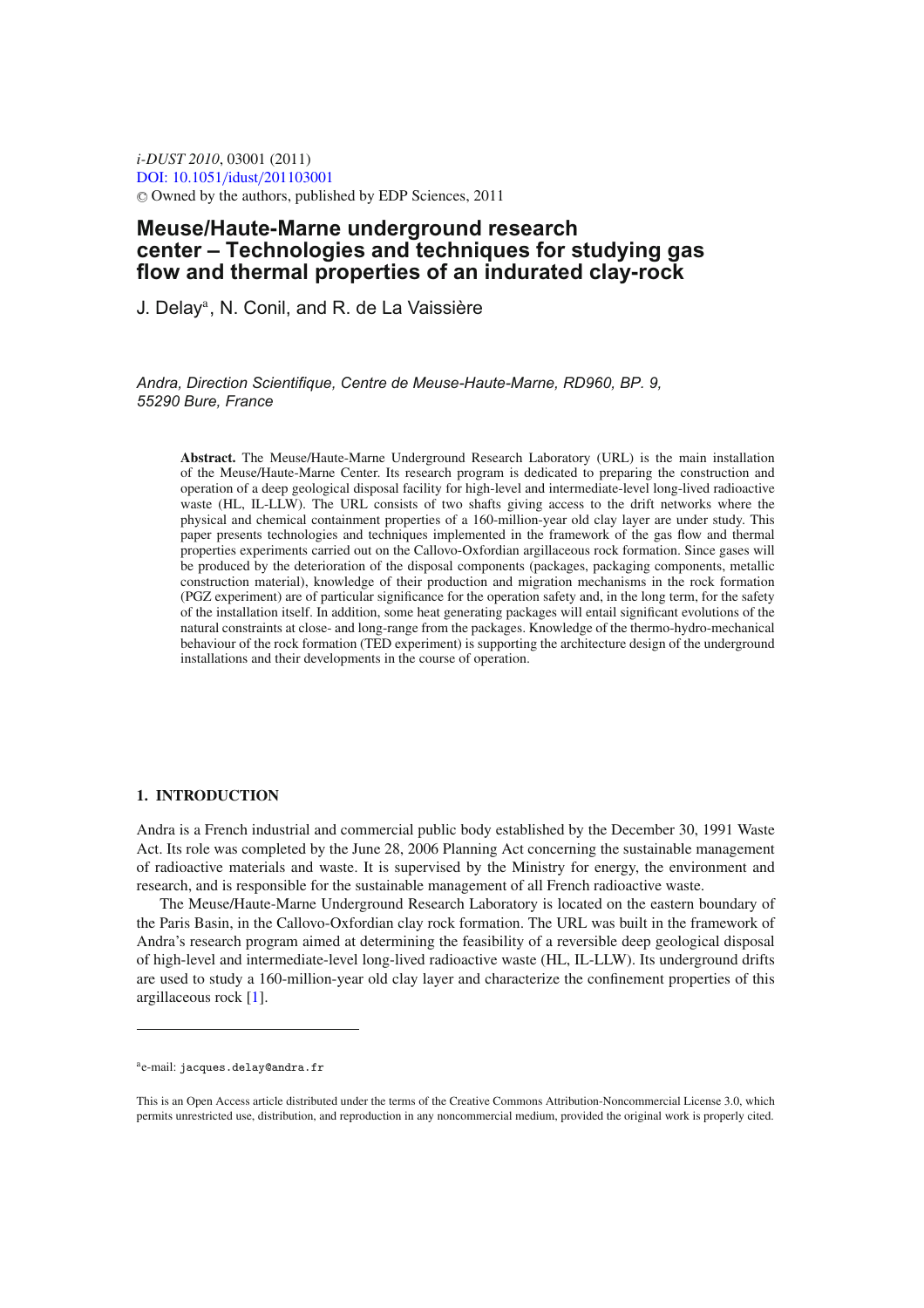*i-DUST 2010*, 03001 (2011)
DOI: 10.1051/idust/201103001
© Owned by the authors, published by EDP Sciences, 2011

# Meuse/Haute-Marne underground research center – Technologies and techniques for studying gas flow and thermal properties of an indurated clay-rock

J. Delay[a], N. Conil, and R. de La Vaissière

*Andra, Direction Scientifique, Centre de Meuse-Haute-Marne, RD960, BP. 9, 55290 Bure, France*

**Abstract.** The Meuse/Haute-Marne Underground Research Laboratory (URL) is the main installation of the Meuse/Haute-Marne Center. Its research program is dedicated to preparing the construction and operation of a deep geological disposal facility for high-level and intermediate-level long-lived radioactive waste (HL, IL-LLW). The URL consists of two shafts giving access to the drift networks where the physical and chemical containment properties of a 160-million-year old clay layer are under study. This paper presents technologies and techniques implemented in the framework of the gas flow and thermal properties experiments carried out on the Callovo-Oxfordian argillaceous rock formation. Since gases will be produced by the deterioration of the disposal components (packages, packaging components, metallic construction material), knowledge of their production and migration mechanisms in the rock formation (PGZ experiment) are of particular significance for the operation safety and, in the long term, for the safety of the installation itself. In addition, some heat generating packages will entail significant evolutions of the natural constraints at close- and long-range from the packages. Knowledge of the thermo-hydro-mechanical behaviour of the rock formation (TED experiment) is supporting the architecture design of the underground installations and their developments in the course of operation.

## 1. INTRODUCTION

Andra is a French industrial and commercial public body established by the December 30, 1991 Waste Act. Its role was completed by the June 28, 2006 Planning Act concerning the sustainable management of radioactive materials and waste. It is supervised by the Ministry for energy, the environment and research, and is responsible for the sustainable management of all French radioactive waste.

The Meuse/Haute-Marne Underground Research Laboratory is located on the eastern boundary of the Paris Basin, in the Callovo-Oxfordian clay rock formation. The URL was built in the framework of Andra's research program aimed at determining the feasibility of a reversible deep geological disposal of high-level and intermediate-level long-lived radioactive waste (HL, IL-LLW). Its underground drifts are used to study a 160-million-year old clay layer and characterize the confinement properties of this argillaceous rock [1].

[a]e-mail: jacques.delay@andra.fr

This is an Open Access article distributed under the terms of the Creative Commons Attribution-Noncommercial License 3.0, which permits unrestricted use, distribution, and reproduction in any noncommercial medium, provided the original work is properly cited.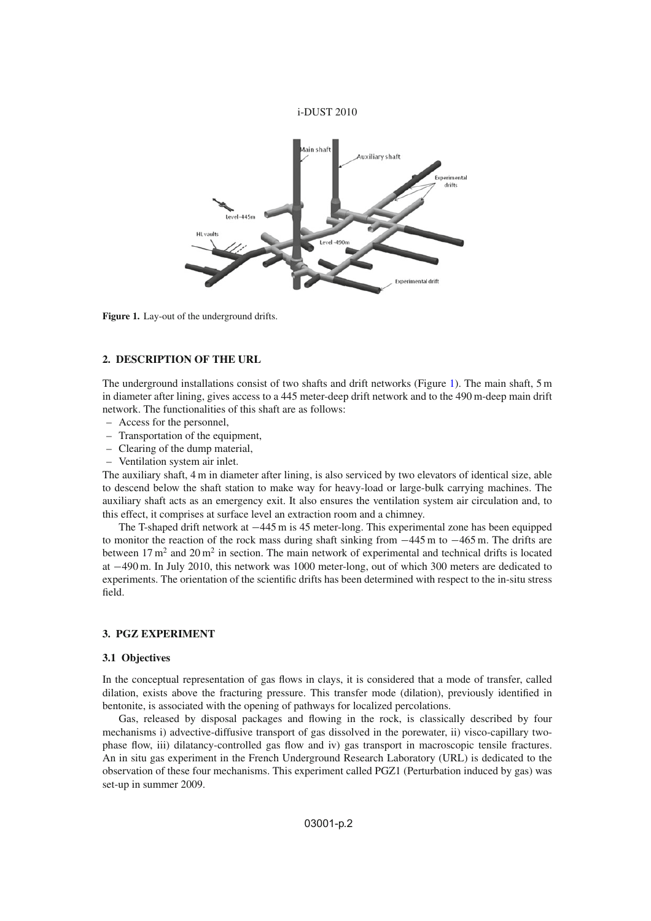Figure 1. Lay-out of the underground drifts.

## 2. DESCRIPTION OF THE URL

The underground installations consist of two shafts and drift networks (Figure 1). The main shaft, 5 m in diameter after lining, gives access to a 445 meter-deep drift network and to the 490 m-deep main drift network. The functionalities of this shaft are as follows:

- Access for the personnel,
- Transportation of the equipment,
- Clearing of the dump material,
- Ventilation system air inlet.

The auxiliary shaft, 4 m in diameter after lining, is also serviced by two elevators of identical size, able to descend below the shaft station to make way for heavy-load or large-bulk carrying machines. The auxiliary shaft acts as an emergency exit. It also ensures the ventilation system air circulation and, to this effect, it comprises at surface level an extraction room and a chimney.

The T-shaped drift network at −445 m is 45 meter-long. This experimental zone has been equipped to monitor the reaction of the rock mass during shaft sinking from −445 m to −465 m. The drifts are between $17\,m^2$ and $20\,m^2$ in section. The main network of experimental and technical drifts is located at −490 m. In July 2010, this network was 1000 meter-long, out of which 300 meters are dedicated to experiments. The orientation of the scientific drifts has been determined with respect to the in-situ stress field.

## 3. PGZ EXPERIMENT

### 3.1 Objectives

In the conceptual representation of gas flows in clays, it is considered that a mode of transfer, called dilation, exists above the fracturing pressure. This transfer mode (dilation), previously identified in bentonite, is associated with the opening of pathways for localized percolations.

Gas, released by disposal packages and flowing in the rock, is classically described by four mechanisms i) advective-diffusive transport of gas dissolved in the porewater, ii) visco-capillary two-phase flow, iii) dilatancy-controlled gas flow and iv) gas transport in macroscopic tensile fractures. An in situ gas experiment in the French Underground Research Laboratory (URL) is dedicated to the observation of these four mechanisms. This experiment called PGZ1 (Perturbation induced by gas) was set-up in summer 2009.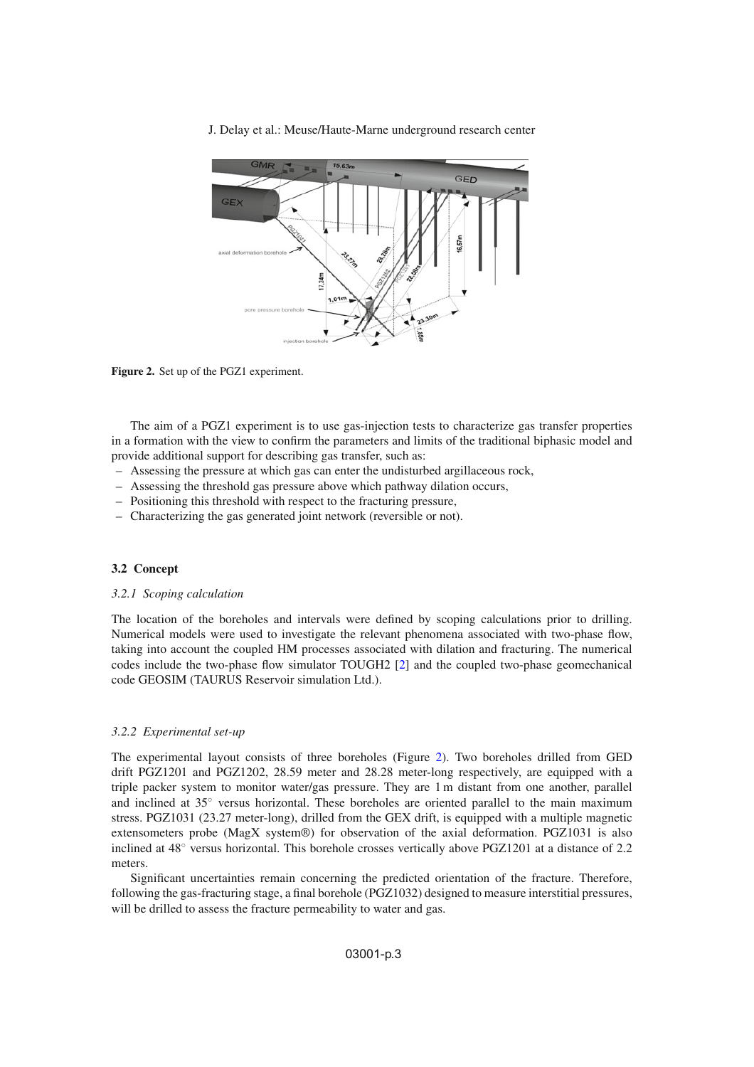**Figure 2.** Set up of the PGZ1 experiment.

The aim of a PGZ1 experiment is to use gas-injection tests to characterize gas transfer properties in a formation with the view to confirm the parameters and limits of the traditional biphasic model and provide additional support for describing gas transfer, such as:

- Assessing the pressure at which gas can enter the undisturbed argillaceous rock,
- Assessing the threshold gas pressure above which pathway dilation occurs,
- Positioning this threshold with respect to the fracturing pressure,
- Characterizing the gas generated joint network (reversible or not).

### 3.2 Concept

#### *3.2.1 Scoping calculation*

The location of the boreholes and intervals were defined by scoping calculations prior to drilling. Numerical models were used to investigate the relevant phenomena associated with two-phase flow, taking into account the coupled HM processes associated with dilation and fracturing. The numerical codes include the two-phase flow simulator TOUGH2 [2] and the coupled two-phase geomechanical code GEOSIM (TAURUS Reservoir simulation Ltd.).

#### *3.2.2 Experimental set-up*

The experimental layout consists of three boreholes (Figure 2). Two boreholes drilled from GED drift PGZ1201 and PGZ1202, 28.59 meter and 28.28 meter-long respectively, are equipped with a triple packer system to monitor water/gas pressure. They are 1 m distant from one another, parallel and inclined at 35° versus horizontal. These boreholes are oriented parallel to the main maximum stress. PGZ1031 (23.27 meter-long), drilled from the GEX drift, is equipped with a multiple magnetic extensometers probe (MagX system®) for observation of the axial deformation. PGZ1031 is also inclined at 48° versus horizontal. This borehole crosses vertically above PGZ1201 at a distance of 2.2 meters.

Significant uncertainties remain concerning the predicted orientation of the fracture. Therefore, following the gas-fracturing stage, a final borehole (PGZ1032) designed to measure interstitial pressures, will be drilled to assess the fracture permeability to water and gas.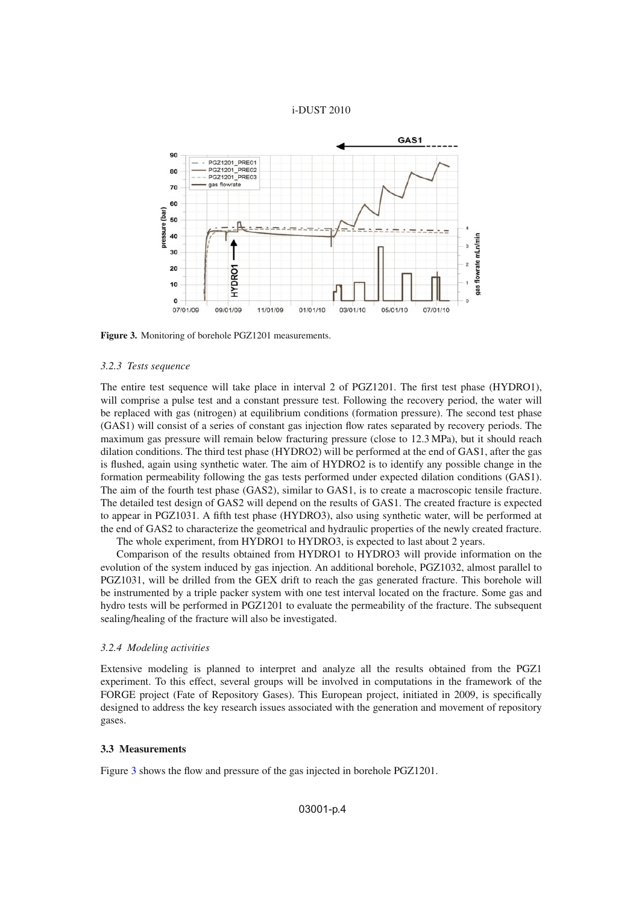**Figure 3.** Monitoring of borehole PGZ1201 measurements.

### 3.2.3 Tests sequence

The entire test sequence will take place in interval 2 of PGZ1201. The first test phase (HYDRO1), will comprise a pulse test and a constant pressure test. Following the recovery period, the water will be replaced with gas (nitrogen) at equilibrium conditions (formation pressure). The second test phase (GAS1) will consist of a series of constant gas injection flow rates separated by recovery periods. The maximum gas pressure will remain below fracturing pressure (close to 12.3 MPa), but it should reach dilation conditions. The third test phase (HYDRO2) will be performed at the end of GAS1, after the gas is flushed, again using synthetic water. The aim of HYDRO2 is to identify any possible change in the formation permeability following the gas tests performed under expected dilation conditions (GAS1). The aim of the fourth test phase (GAS2), similar to GAS1, is to create a macroscopic tensile fracture. The detailed test design of GAS2 will depend on the results of GAS1. The created fracture is expected to appear in PGZ1031. A fifth test phase (HYDRO3), also using synthetic water, will be performed at the end of GAS2 to characterize the geometrical and hydraulic properties of the newly created fracture.

The whole experiment, from HYDRO1 to HYDRO3, is expected to last about 2 years.

Comparison of the results obtained from HYDRO1 to HYDRO3 will provide information on the evolution of the system induced by gas injection. An additional borehole, PGZ1032, almost parallel to PGZ1031, will be drilled from the GEX drift to reach the gas generated fracture. This borehole will be instrumented by a triple packer system with one test interval located on the fracture. Some gas and hydro tests will be performed in PGZ1201 to evaluate the permeability of the fracture. The subsequent sealing/healing of the fracture will also be investigated.

### 3.2.4 Modeling activities

Extensive modeling is planned to interpret and analyze all the results obtained from the PGZ1 experiment. To this effect, several groups will be involved in computations in the framework of the FORGE project (Fate of Repository Gases). This European project, initiated in 2009, is specifically designed to address the key research issues associated with the generation and movement of repository gases.

## 3.3 Measurements

Figure 3 shows the flow and pressure of the gas injected in borehole PGZ1201.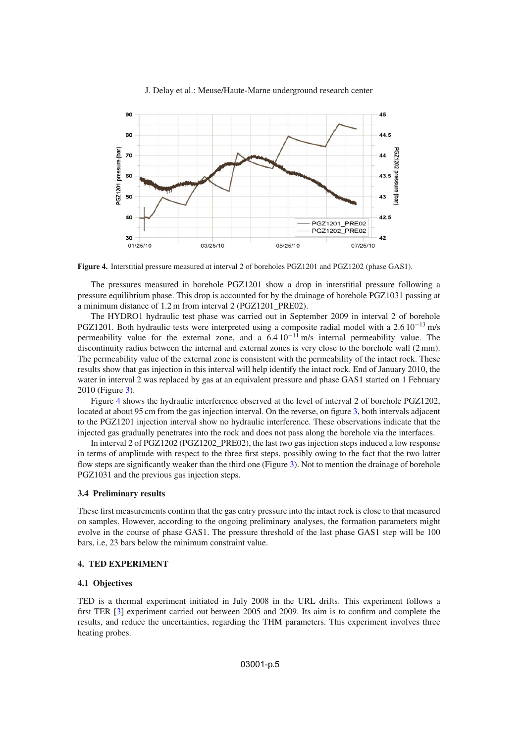**Figure 4.** Interstitial pressure measured at interval 2 of boreholes PGZ1201 and PGZ1202 (phase GAS1).

The pressures measured in borehole PGZ1201 show a drop in interstitial pressure following a pressure equilibrium phase. This drop is accounted for by the drainage of borehole PGZ1031 passing at a minimum distance of 1.2 m from interval 2 (PGZ1201_PRE02).

The HYDRO1 hydraulic test phase was carried out in September 2009 in interval 2 of borehole PGZ1201. Both hydraulic tests were interpreted using a composite radial model with a $2.6\,10^{-13}$ m/s permeability value for the external zone, and a $6.4\,10^{-11}$ m/s internal permeability value. The discontinuity radius between the internal and external zones is very close to the borehole wall (2 mm). The permeability value of the external zone is consistent with the permeability of the intact rock. These results show that gas injection in this interval will help identify the intact rock. End of January 2010, the water in interval 2 was replaced by gas at an equivalent pressure and phase GAS1 started on 1 February 2010 (Figure 3).

Figure 4 shows the hydraulic interference observed at the level of interval 2 of borehole PGZ1202, located at about 95 cm from the gas injection interval. On the reverse, on figure 3, both intervals adjacent to the PGZ1201 injection interval show no hydraulic interference. These observations indicate that the injected gas gradually penetrates into the rock and does not pass along the borehole via the interfaces.

In interval 2 of PGZ1202 (PGZ1202_PRE02), the last two gas injection steps induced a low response in terms of amplitude with respect to the three first steps, possibly owing to the fact that the two latter flow steps are significantly weaker than the third one (Figure 3). Not to mention the drainage of borehole PGZ1031 and the previous gas injection steps.

### 3.4 Preliminary results

These first measurements confirm that the gas entry pressure into the intact rock is close to that measured on samples. However, according to the ongoing preliminary analyses, the formation parameters might evolve in the course of phase GAS1. The pressure threshold of the last phase GAS1 step will be 100 bars, i.e, 23 bars below the minimum constraint value.

## 4. TED EXPERIMENT

### 4.1 Objectives

TED is a thermal experiment initiated in July 2008 in the URL drifts. This experiment follows a first TER [3] experiment carried out between 2005 and 2009. Its aim is to confirm and complete the results, and reduce the uncertainties, regarding the THM parameters. This experiment involves three heating probes.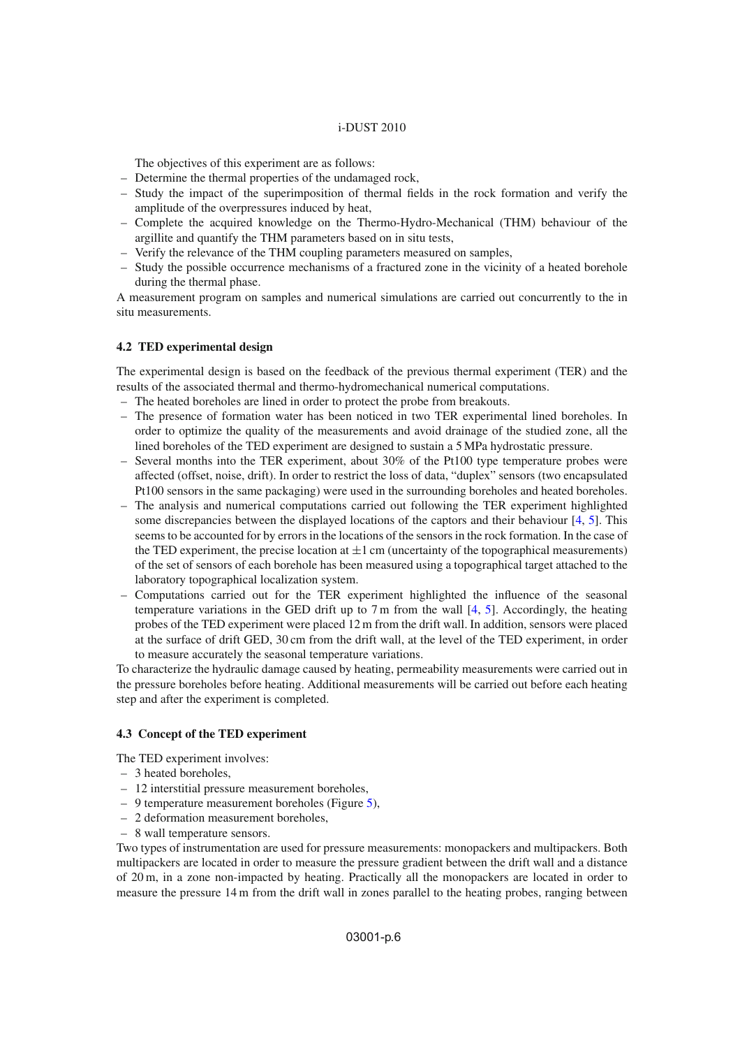The objectives of this experiment are as follows:

- Determine the thermal properties of the undamaged rock,
- Study the impact of the superimposition of thermal fields in the rock formation and verify the amplitude of the overpressures induced by heat,
- Complete the acquired knowledge on the Thermo-Hydro-Mechanical (THM) behaviour of the argillite and quantify the THM parameters based on in situ tests,
- Verify the relevance of the THM coupling parameters measured on samples,
- Study the possible occurrence mechanisms of a fractured zone in the vicinity of a heated borehole during the thermal phase.

A measurement program on samples and numerical simulations are carried out concurrently to the in situ measurements.

### 4.2 TED experimental design

The experimental design is based on the feedback of the previous thermal experiment (TER) and the results of the associated thermal and thermo-hydromechanical numerical computations.

- The heated boreholes are lined in order to protect the probe from breakouts.
- The presence of formation water has been noticed in two TER experimental lined boreholes. In order to optimize the quality of the measurements and avoid drainage of the studied zone, all the lined boreholes of the TED experiment are designed to sustain a 5 MPa hydrostatic pressure.
- Several months into the TER experiment, about 30% of the Pt100 type temperature probes were affected (offset, noise, drift). In order to restrict the loss of data, "duplex" sensors (two encapsulated Pt100 sensors in the same packaging) were used in the surrounding boreholes and heated boreholes.
- The analysis and numerical computations carried out following the TER experiment highlighted some discrepancies between the displayed locations of the captors and their behaviour [4, 5]. This seems to be accounted for by errors in the locations of the sensors in the rock formation. In the case of the TED experiment, the precise location at $\pm 1$ cm (uncertainty of the topographical measurements) of the set of sensors of each borehole has been measured using a topographical target attached to the laboratory topographical localization system.
- Computations carried out for the TER experiment highlighted the influence of the seasonal temperature variations in the GED drift up to 7 m from the wall [4, 5]. Accordingly, the heating probes of the TED experiment were placed 12 m from the drift wall. In addition, sensors were placed at the surface of drift GED, 30 cm from the drift wall, at the level of the TED experiment, in order to measure accurately the seasonal temperature variations.

To characterize the hydraulic damage caused by heating, permeability measurements were carried out in the pressure boreholes before heating. Additional measurements will be carried out before each heating step and after the experiment is completed.

### 4.3 Concept of the TED experiment

The TED experiment involves:

- 3 heated boreholes,
- 12 interstitial pressure measurement boreholes,
- 9 temperature measurement boreholes (Figure 5),
- 2 deformation measurement boreholes,
- 8 wall temperature sensors.

Two types of instrumentation are used for pressure measurements: monopackers and multipackers. Both multipackers are located in order to measure the pressure gradient between the drift wall and a distance of 20 m, in a zone non-impacted by heating. Practically all the monopackers are located in order to measure the pressure 14 m from the drift wall in zones parallel to the heating probes, ranging between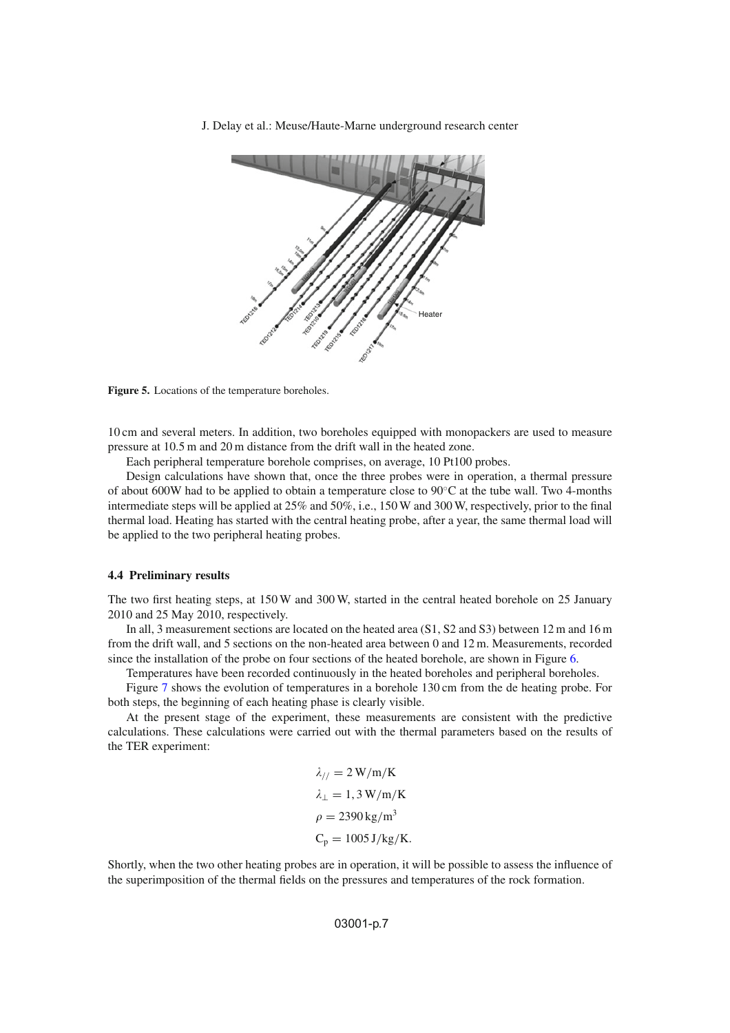Figure 5. Locations of the temperature boreholes.

10 cm and several meters. In addition, two boreholes equipped with monopackers are used to measure pressure at 10.5 m and 20 m distance from the drift wall in the heated zone.

Each peripheral temperature borehole comprises, on average, 10 Pt100 probes.

Design calculations have shown that, once the three probes were in operation, a thermal pressure of about 600W had to be applied to obtain a temperature close to 90°C at the tube wall. Two 4-months intermediate steps will be applied at 25% and 50%, i.e., 150 W and 300 W, respectively, prior to the final thermal load. Heating has started with the central heating probe, after a year, the same thermal load will be applied to the two peripheral heating probes.

### 4.4 Preliminary results

The two first heating steps, at 150 W and 300 W, started in the central heated borehole on 25 January 2010 and 25 May 2010, respectively.

In all, 3 measurement sections are located on the heated area (S1, S2 and S3) between 12 m and 16 m from the drift wall, and 5 sections on the non-heated area between 0 and 12 m. Measurements, recorded since the installation of the probe on four sections of the heated borehole, are shown in Figure 6.

Temperatures have been recorded continuously in the heated boreholes and peripheral boreholes.

Figure 7 shows the evolution of temperatures in a borehole 130 cm from the de heating probe. For both steps, the beginning of each heating phase is clearly visible.

At the present stage of the experiment, these measurements are consistent with the predictive calculations. These calculations were carried out with the thermal parameters based on the results of the TER experiment:

$$\lambda_{//} = 2\,\mathrm{W/m/K}$$
$$\lambda_{\perp} = 1{,}3\,\mathrm{W/m/K}$$
$$\rho = 2390\,\mathrm{kg/m^3}$$
$$\mathrm{C_p} = 1005\,\mathrm{J/kg/K}.$$

Shortly, when the two other heating probes are in operation, it will be possible to assess the influence of the superimposition of the thermal fields on the pressures and temperatures of the rock formation.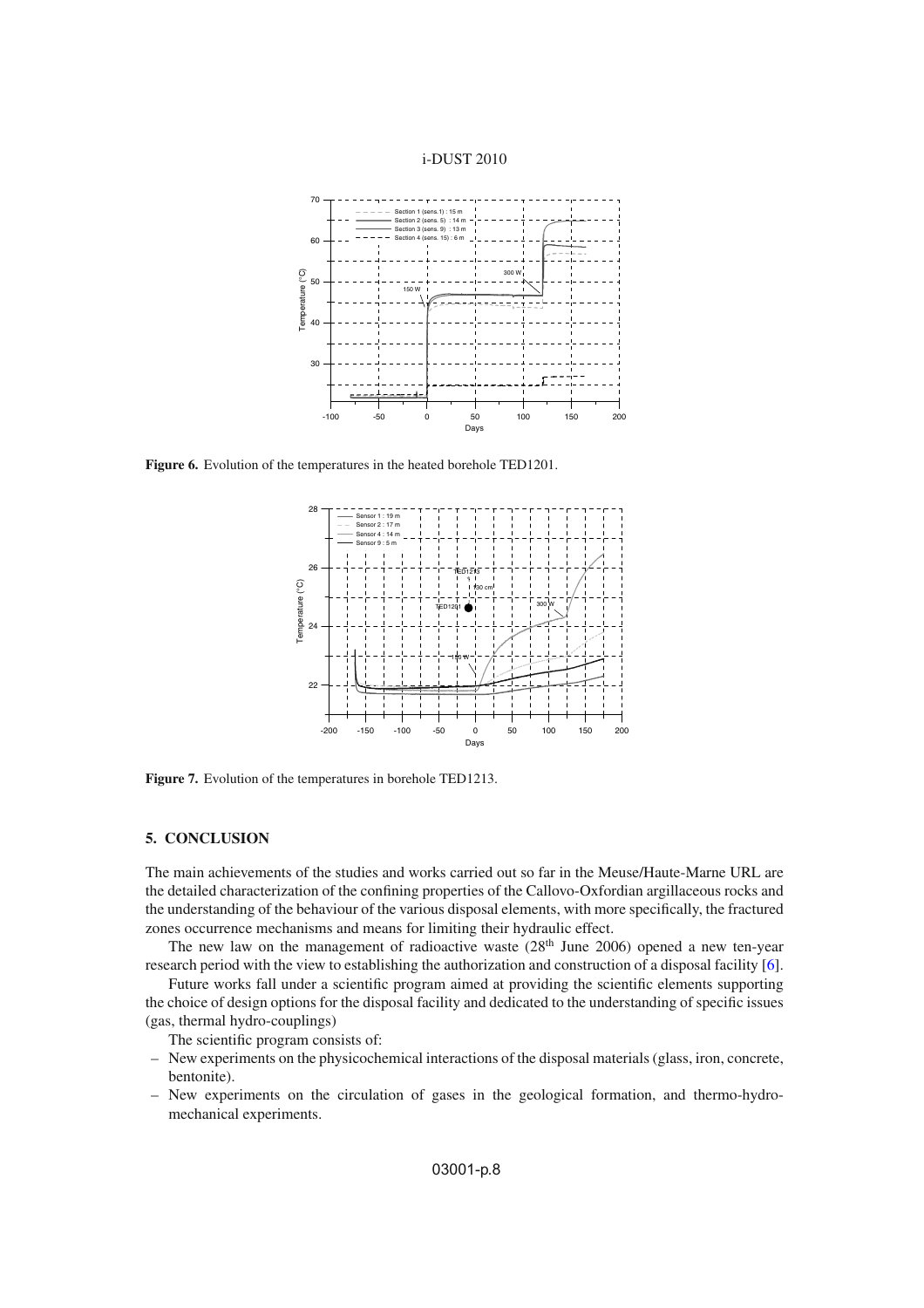Figure 6. Evolution of the temperatures in the heated borehole TED1201.

Figure 7. Evolution of the temperatures in borehole TED1213.

## 5. CONCLUSION

The main achievements of the studies and works carried out so far in the Meuse/Haute-Marne URL are the detailed characterization of the confining properties of the Callovo-Oxfordian argillaceous rocks and the understanding of the behaviour of the various disposal elements, with more specifically, the fractured zones occurrence mechanisms and means for limiting their hydraulic effect.

The new law on the management of radioactive waste (28th June 2006) opened a new ten-year research period with the view to establishing the authorization and construction of a disposal facility [6].

Future works fall under a scientific program aimed at providing the scientific elements supporting the choice of design options for the disposal facility and dedicated to the understanding of specific issues (gas, thermal hydro-couplings)

The scientific program consists of:

- New experiments on the physicochemical interactions of the disposal materials (glass, iron, concrete, bentonite).
- New experiments on the circulation of gases in the geological formation, and thermo-hydro-mechanical experiments.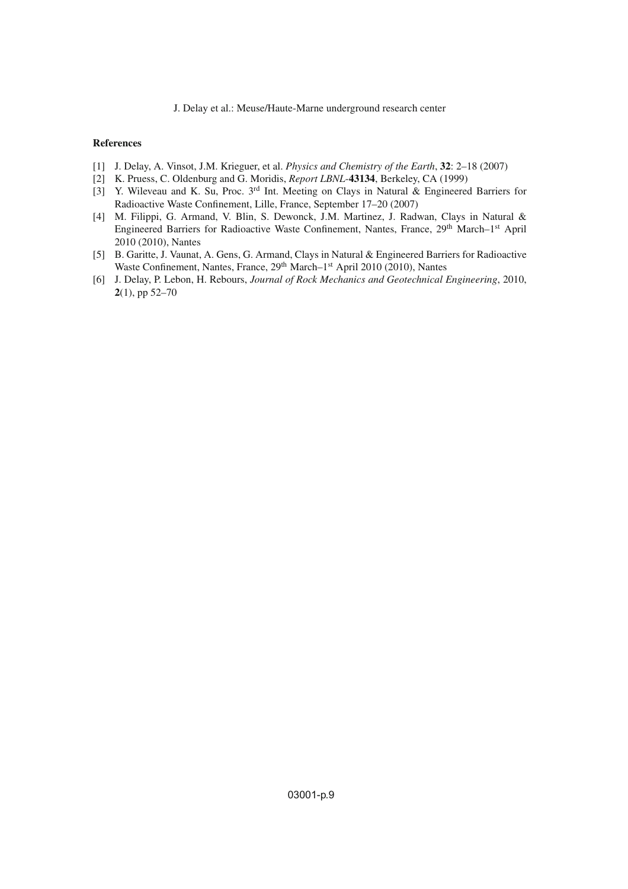## References

[1] J. Delay, A. Vinsot, J.M. Krieguer, et al. *Physics and Chemistry of the Earth*, **32**: 2–18 (2007)

[2] K. Pruess, C. Oldenburg and G. Moridis, *Report LBNL*-**43134**, Berkeley, CA (1999)

[3] Y. Wileveau and K. Su, Proc. 3rd Int. Meeting on Clays in Natural & Engineered Barriers for Radioactive Waste Confinement, Lille, France, September 17–20 (2007)

[4] M. Filippi, G. Armand, V. Blin, S. Dewonck, J.M. Martinez, J. Radwan, Clays in Natural & Engineered Barriers for Radioactive Waste Confinement, Nantes, France, 29th March–1st April 2010 (2010), Nantes

[5] B. Garitte, J. Vaunat, A. Gens, G. Armand, Clays in Natural & Engineered Barriers for Radioactive Waste Confinement, Nantes, France, 29th March–1st April 2010 (2010), Nantes

[6] J. Delay, P. Lebon, H. Rebours, *Journal of Rock Mechanics and Geotechnical Engineering*, 2010, **2**(1), pp 52–70